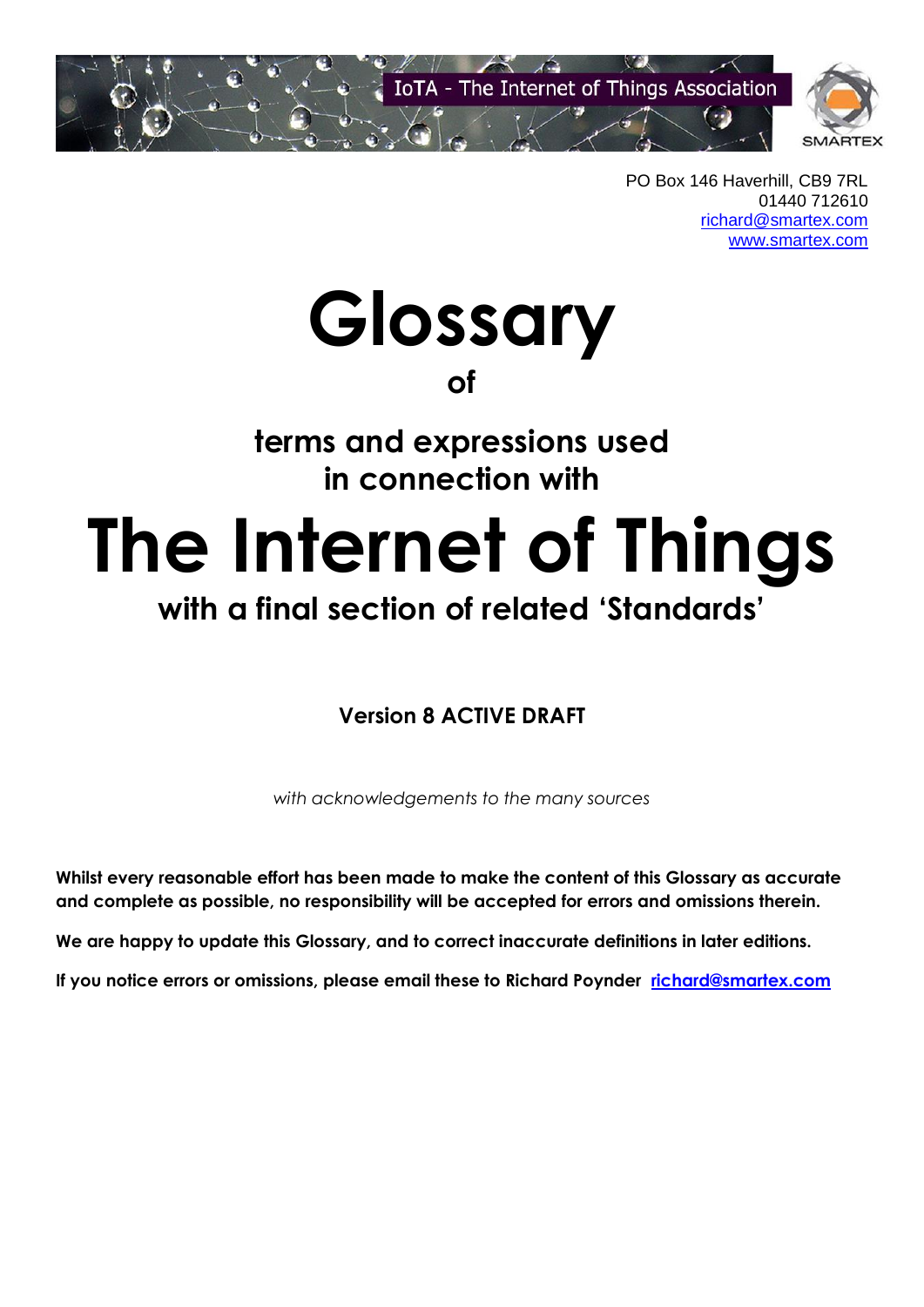IoTA - The Internet of Things Association

SMARTEX

PO Box 146 Haverhill, CB9 7RL
01440 712610
richard@smartex.com
www.smartex.com

# Glossary

## of

## terms and expressions used in connection with

# The Internet of Things

## with a final section of related 'Standards'

**Version 8 ACTIVE DRAFT**

*with acknowledgements to the many sources*

**Whilst every reasonable effort has been made to make the content of this Glossary as accurate and complete as possible, no responsibility will be accepted for errors and omissions therein.**

**We are happy to update this Glossary, and to correct inaccurate definitions in later editions.**

**If you notice errors or omissions, please email these to Richard Poynder richard@smartex.com**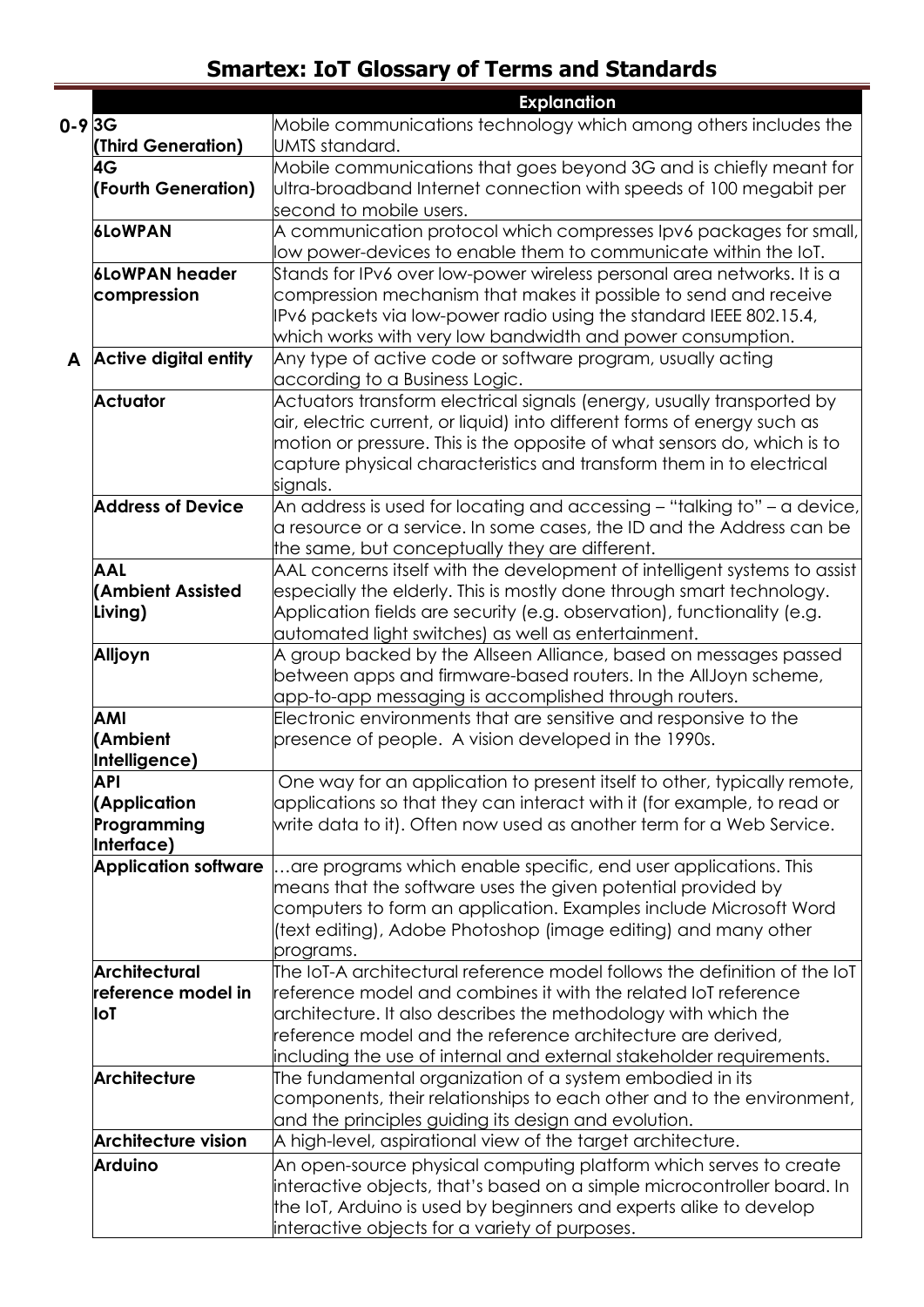# Smartex: IoT Glossary of Terms and Standards

| | | Explanation |
|---|---|---|
| 0-9 | **3G (Third Generation)** | Mobile communications technology which among others includes the UMTS standard. |
| | **4G (Fourth Generation)** | Mobile communications that goes beyond 3G and is chiefly meant for ultra-broadband Internet connection with speeds of 100 megabit per second to mobile users. |
| | **6LoWPAN** | A communication protocol which compresses Ipv6 packages for small, low power-devices to enable them to communicate within the IoT. |
| | **6LoWPAN header compression** | Stands for IPv6 over low-power wireless personal area networks. It is a compression mechanism that makes it possible to send and receive IPv6 packets via low-power radio using the standard IEEE 802.15.4, which works with very low bandwidth and power consumption. |
| A | **Active digital entity** | Any type of active code or software program, usually acting according to a Business Logic. |
| | **Actuator** | Actuators transform electrical signals (energy, usually transported by air, electric current, or liquid) into different forms of energy such as motion or pressure. This is the opposite of what sensors do, which is to capture physical characteristics and transform them in to electrical signals. |
| | **Address of Device** | An address is used for locating and accessing – "talking to" – a device, a resource or a service. In some cases, the ID and the Address can be the same, but conceptually they are different. |
| | **AAL (Ambient Assisted Living)** | AAL concerns itself with the development of intelligent systems to assist especially the elderly. This is mostly done through smart technology. Application fields are security (e.g. observation), functionality (e.g. automated light switches) as well as entertainment. |
| | **Alljoyn** | A group backed by the Allseen Alliance, based on messages passed between apps and firmware-based routers. In the AllJoyn scheme, app-to-app messaging is accomplished through routers. |
| | **AMI (Ambient Intelligence)** | Electronic environments that are sensitive and responsive to the presence of people. A vision developed in the 1990s. |
| | **API (Application Programming Interface)** | One way for an application to present itself to other, typically remote, applications so that they can interact with it (for example, to read or write data to it). Often now used as another term for a Web Service. |
| | **Application software** | …are programs which enable specific, end user applications. This means that the software uses the given potential provided by computers to form an application. Examples include Microsoft Word (text editing), Adobe Photoshop (image editing) and many other programs. |
| | **Architectural reference model in IoT** | The IoT-A architectural reference model follows the definition of the IoT reference model and combines it with the related IoT reference architecture. It also describes the methodology with which the reference model and the reference architecture are derived, including the use of internal and external stakeholder requirements. |
| | **Architecture** | The fundamental organization of a system embodied in its components, their relationships to each other and to the environment, and the principles guiding its design and evolution. |
| | **Architecture vision** | A high-level, aspirational view of the target architecture. |
| | **Arduino** | An open-source physical computing platform which serves to create interactive objects, that's based on a simple microcontroller board. In the IoT, Arduino is used by beginners and experts alike to develop interactive objects for a variety of purposes. |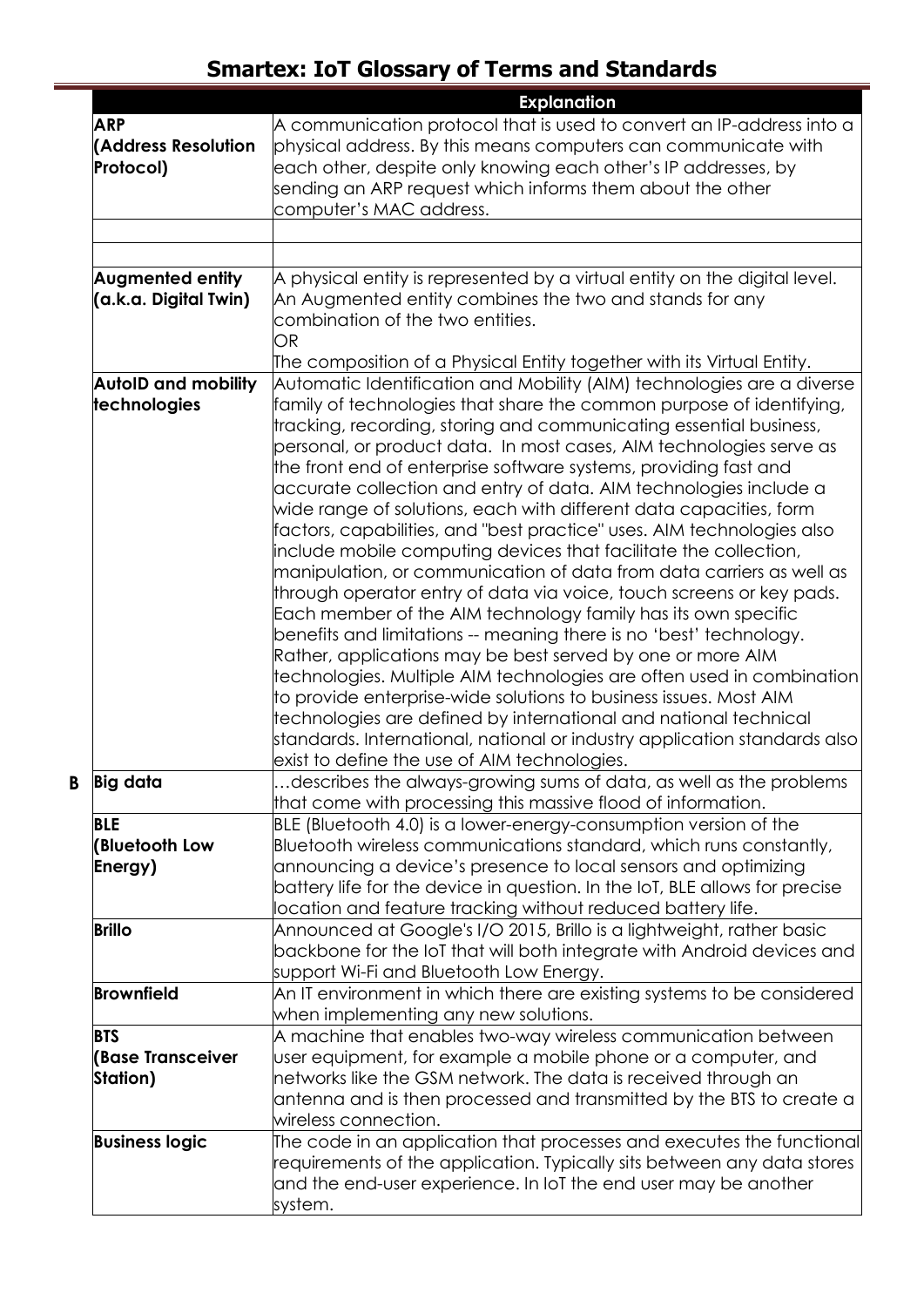# Smartex: IoT Glossary of Terms and Standards

| | | Explanation |
|---|---|---|
| | **ARP (Address Resolution Protocol)** | A communication protocol that is used to convert an IP-address into a physical address. By this means computers can communicate with each other, despite only knowing each other's IP addresses, by sending an ARP request which informs them about the other computer's MAC address. |
| | | |
| | | |
| | **Augmented entity (a.k.a. Digital Twin)** | A physical entity is represented by a virtual entity on the digital level. An Augmented entity combines the two and stands for any combination of the two entities.<br>OR<br>The composition of a Physical Entity together with its Virtual Entity. |
| | **AutoID and mobility technologies** | Automatic Identification and Mobility (AIM) technologies are a diverse family of technologies that share the common purpose of identifying, tracking, recording, storing and communicating essential business, personal, or product data. In most cases, AIM technologies serve as the front end of enterprise software systems, providing fast and accurate collection and entry of data. AIM technologies include a wide range of solutions, each with different data capacities, form factors, capabilities, and "best practice" uses. AIM technologies also include mobile computing devices that facilitate the collection, manipulation, or communication of data from data carriers as well as through operator entry of data via voice, touch screens or key pads. Each member of the AIM technology family has its own specific benefits and limitations -- meaning there is no 'best' technology. Rather, applications may be best served by one or more AIM technologies. Multiple AIM technologies are often used in combination to provide enterprise-wide solutions to business issues. Most AIM technologies are defined by international and national technical standards. International, national or industry application standards also exist to define the use of AIM technologies. |
| **B** | **Big data** | …describes the always-growing sums of data, as well as the problems that come with processing this massive flood of information. |
| | **BLE (Bluetooth Low Energy)** | BLE (Bluetooth 4.0) is a lower-energy-consumption version of the Bluetooth wireless communications standard, which runs constantly, announcing a device's presence to local sensors and optimizing battery life for the device in question. In the IoT, BLE allows for precise location and feature tracking without reduced battery life. |
| | **Brillo** | Announced at Google's I/O 2015, Brillo is a lightweight, rather basic backbone for the IoT that will both integrate with Android devices and support Wi-Fi and Bluetooth Low Energy. |
| | **Brownfield** | An IT environment in which there are existing systems to be considered when implementing any new solutions. |
| | **BTS (Base Transceiver Station)** | A machine that enables two-way wireless communication between user equipment, for example a mobile phone or a computer, and networks like the GSM network. The data is received through an antenna and is then processed and transmitted by the BTS to create a wireless connection. |
| | **Business logic** | The code in an application that processes and executes the functional requirements of the application. Typically sits between any data stores and the end-user experience. In IoT the end user may be another system. |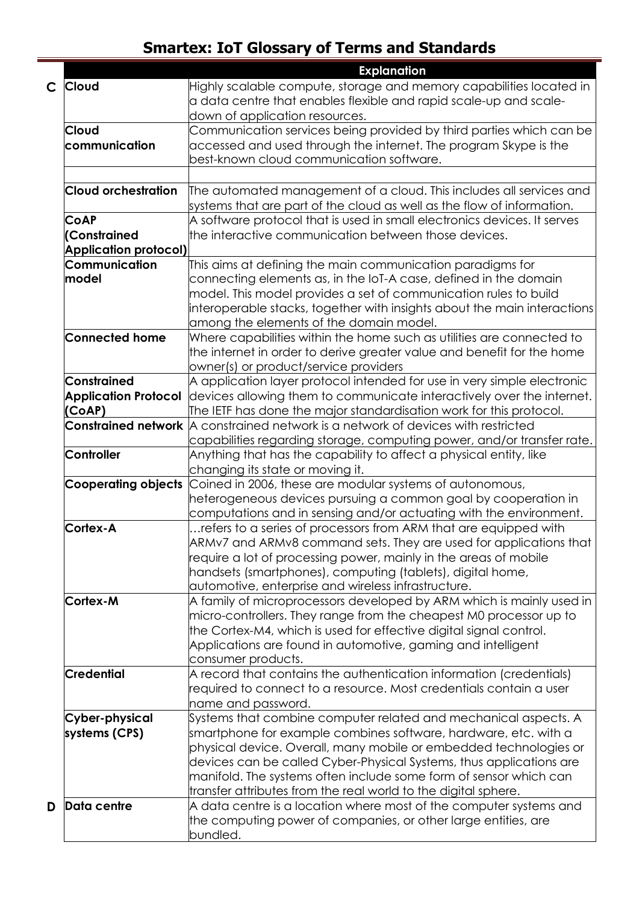# Smartex: IoT Glossary of Terms and Standards

| | | Explanation |
|---|---|---|
| C | **Cloud** | Highly scalable compute, storage and memory capabilities located in a data centre that enables flexible and rapid scale-up and scale-down of application resources. |
| | **Cloud communication** | Communication services being provided by third parties which can be accessed and used through the internet. The program Skype is the best-known cloud communication software. |
| | | |
| | **Cloud orchestration** | The automated management of a cloud. This includes all services and systems that are part of the cloud as well as the flow of information. |
| | **CoAP (Constrained Application protocol)** | A software protocol that is used in small electronics devices. It serves the interactive communication between those devices. |
| | **Communication model** | This aims at defining the main communication paradigms for connecting elements as, in the IoT-A case, defined in the domain model. This model provides a set of communication rules to build interoperable stacks, together with insights about the main interactions among the elements of the domain model. |
| | **Connected home** | Where capabilities within the home such as utilities are connected to the internet in order to derive greater value and benefit for the home owner(s) or product/service providers |
| | **Constrained Application Protocol (CoAP)** | A application layer protocol intended for use in very simple electronic devices allowing them to communicate interactively over the internet. The IETF has done the major standardisation work for this protocol. |
| | **Constrained network** | A constrained network is a network of devices with restricted capabilities regarding storage, computing power, and/or transfer rate. |
| | **Controller** | Anything that has the capability to affect a physical entity, like changing its state or moving it. |
| | **Cooperating objects** | Coined in 2006, these are modular systems of autonomous, heterogeneous devices pursuing a common goal by cooperation in computations and in sensing and/or actuating with the environment. |
| | **Cortex-A** | …refers to a series of processors from ARM that are equipped with ARMv7 and ARMv8 command sets. They are used for applications that require a lot of processing power, mainly in the areas of mobile handsets (smartphones), computing (tablets), digital home, automotive, enterprise and wireless infrastructure. |
| | **Cortex-M** | A family of microprocessors developed by ARM which is mainly used in micro-controllers. They range from the cheapest M0 processor up to the Cortex-M4, which is used for effective digital signal control. Applications are found in automotive, gaming and intelligent consumer products. |
| | **Credential** | A record that contains the authentication information (credentials) required to connect to a resource. Most credentials contain a user name and password. |
| | **Cyber-physical systems (CPS)** | Systems that combine computer related and mechanical aspects. A smartphone for example combines software, hardware, etc. with a physical device. Overall, many mobile or embedded technologies or devices can be called Cyber-Physical Systems, thus applications are manifold. The systems often include some form of sensor which can transfer attributes from the real world to the digital sphere. |
| D | **Data centre** | A data centre is a location where most of the computer systems and the computing power of companies, or other large entities, are bundled. |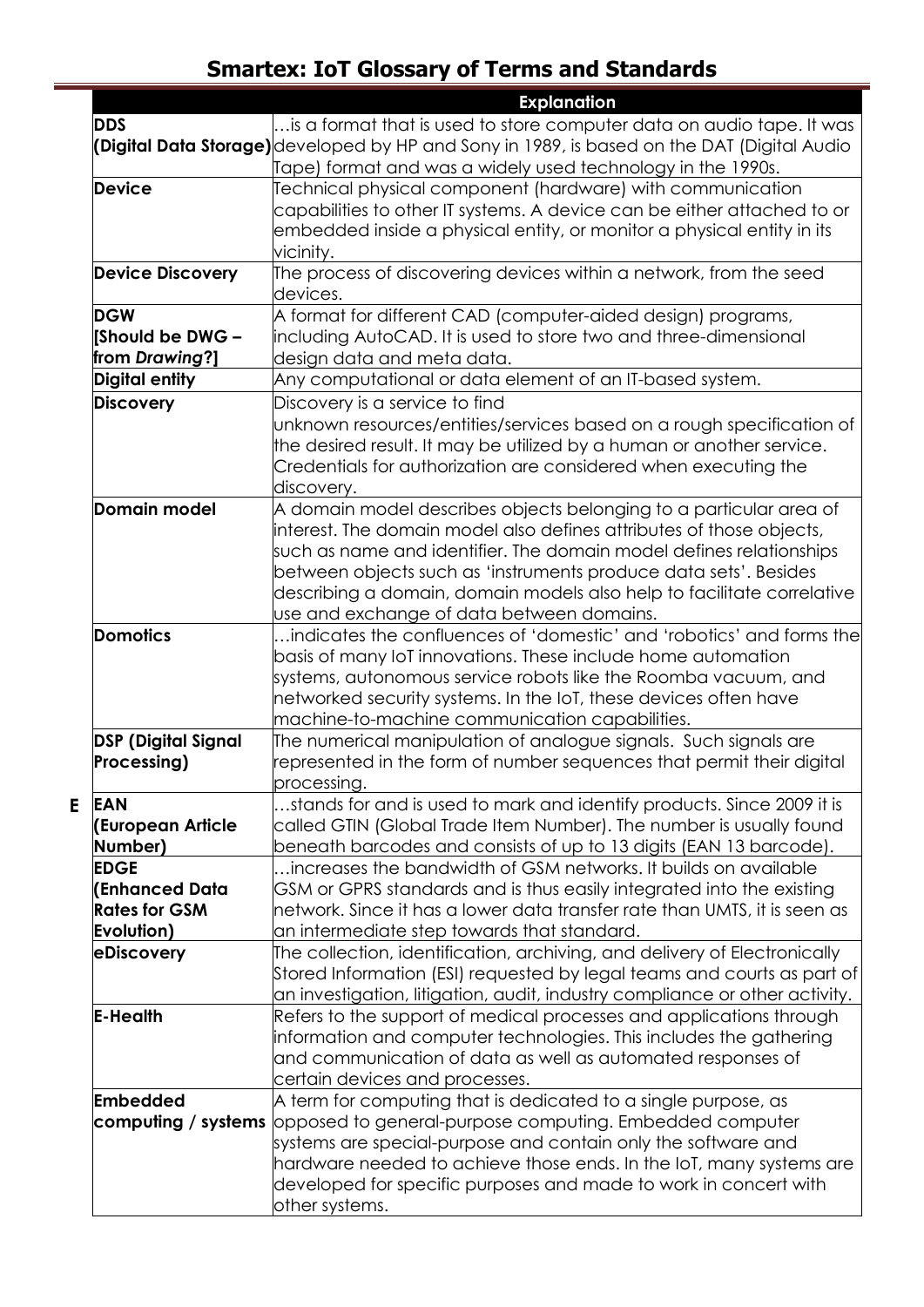# Smartex: IoT Glossary of Terms and Standards

| | | Explanation |
|---|---|---|
| | **DDS (Digital Data Storage)** | …is a format that is used to store computer data on audio tape. It was developed by HP and Sony in 1989, is based on the DAT (Digital Audio Tape) format and was a widely used technology in the 1990s. |
| | **Device** | Technical physical component (hardware) with communication capabilities to other IT systems. A device can be either attached to or embedded inside a physical entity, or monitor a physical entity in its vicinity. |
| | **Device Discovery** | The process of discovering devices within a network, from the seed devices. |
| | **DGW [Should be DWG – from *Drawing*?]** | A format for different CAD (computer-aided design) programs, including AutoCAD. It is used to store two and three-dimensional design data and meta data. |
| | **Digital entity** | Any computational or data element of an IT-based system. |
| | **Discovery** | Discovery is a service to find unknown resources/entities/services based on a rough specification of the desired result. It may be utilized by a human or another service. Credentials for authorization are considered when executing the discovery. |
| | **Domain model** | A domain model describes objects belonging to a particular area of interest. The domain model also defines attributes of those objects, such as name and identifier. The domain model defines relationships between objects such as 'instruments produce data sets'. Besides describing a domain, domain models also help to facilitate correlative use and exchange of data between domains. |
| | **Domotics** | …indicates the confluences of 'domestic' and 'robotics' and forms the basis of many IoT innovations. These include home automation systems, autonomous service robots like the Roomba vacuum, and networked security systems. In the IoT, these devices often have machine-to-machine communication capabilities. |
| | **DSP (Digital Signal Processing)** | The numerical manipulation of analogue signals. Such signals are represented in the form of number sequences that permit their digital processing. |
| **E** | **EAN (European Article Number)** | …stands for and is used to mark and identify products. Since 2009 it is called GTIN (Global Trade Item Number). The number is usually found beneath barcodes and consists of up to 13 digits (EAN 13 barcode). |
| | **EDGE (Enhanced Data Rates for GSM Evolution)** | …increases the bandwidth of GSM networks. It builds on available GSM or GPRS standards and is thus easily integrated into the existing network. Since it has a lower data transfer rate than UMTS, it is seen as an intermediate step towards that standard. |
| | **eDiscovery** | The collection, identification, archiving, and delivery of Electronically Stored Information (ESI) requested by legal teams and courts as part of an investigation, litigation, audit, industry compliance or other activity. |
| | **E-Health** | Refers to the support of medical processes and applications through information and computer technologies. This includes the gathering and communication of data as well as automated responses of certain devices and processes. |
| | **Embedded computing / systems** | A term for computing that is dedicated to a single purpose, as opposed to general-purpose computing. Embedded computer systems are special-purpose and contain only the software and hardware needed to achieve those ends. In the IoT, many systems are developed for specific purposes and made to work in concert with other systems. |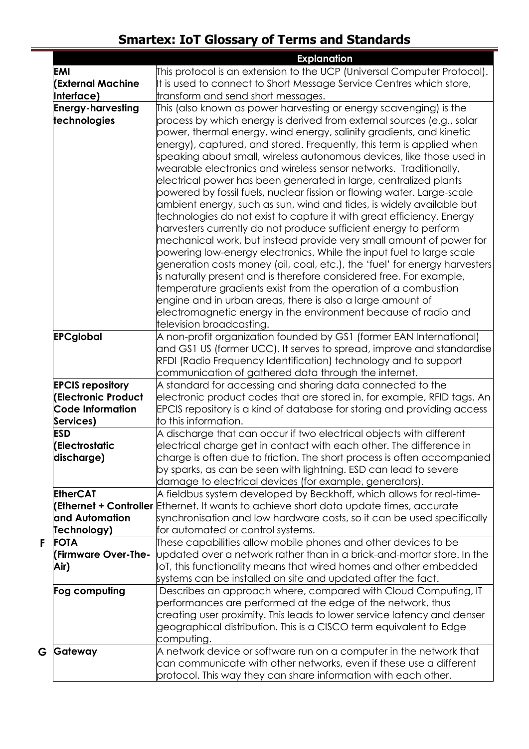# Smartex: IoT Glossary of Terms and Standards

| | | Explanation |
|---|---|---|
| | **EMI (External Machine Interface)** | This protocol is an extension to the UCP (Universal Computer Protocol). It is used to connect to Short Message Service Centres which store, transform and send short messages. |
| | **Energy-harvesting technologies** | This (also known as power harvesting or energy scavenging) is the process by which energy is derived from external sources (e.g., solar power, thermal energy, wind energy, salinity gradients, and kinetic energy), captured, and stored. Frequently, this term is applied when speaking about small, wireless autonomous devices, like those used in wearable electronics and wireless sensor networks. Traditionally, electrical power has been generated in large, centralized plants powered by fossil fuels, nuclear fission or flowing water. Large-scale ambient energy, such as sun, wind and tides, is widely available but technologies do not exist to capture it with great efficiency. Energy harvesters currently do not produce sufficient energy to perform mechanical work, but instead provide very small amount of power for powering low-energy electronics. While the input fuel to large scale generation costs money (oil, coal, etc.), the 'fuel' for energy harvesters is naturally present and is therefore considered free. For example, temperature gradients exist from the operation of a combustion engine and in urban areas, there is also a large amount of electromagnetic energy in the environment because of radio and television broadcasting. |
| | **EPCglobal** | A non-profit organization founded by GS1 (former EAN International) and GS1 US (former UCC). It serves to spread, improve and standardise RFDI (Radio Frequency Identification) technology and to support communication of gathered data through the internet. |
| | **EPCIS repository (Electronic Product Code Information Services)** | A standard for accessing and sharing data connected to the electronic product codes that are stored in, for example, RFID tags. An EPCIS repository is a kind of database for storing and providing access to this information. |
| | **ESD (Electrostatic discharge)** | A discharge that can occur if two electrical objects with different electrical charge get in contact with each other. The difference in charge is often due to friction. The short process is often accompanied by sparks, as can be seen with lightning. ESD can lead to severe damage to electrical devices (for example, generators). |
| | **EtherCAT (Ethernet + Controller and Automation Technology)** | A fieldbus system developed by Beckhoff, which allows for real-time-Ethernet. It wants to achieve short data update times, accurate synchronisation and low hardware costs, so it can be used specifically for automated or control systems. |
| **F** | **FOTA (Firmware Over-The-Air)** | These capabilities allow mobile phones and other devices to be updated over a network rather than in a brick-and-mortar store. In the IoT, this functionality means that wired homes and other embedded systems can be installed on site and updated after the fact. |
| | **Fog computing** | Describes an approach where, compared with Cloud Computing, IT performances are performed at the edge of the network, thus creating user proximity. This leads to lower service latency and denser geographical distribution. This is a CISCO term equivalent to Edge computing. |
| **G** | **Gateway** | A network device or software run on a computer in the network that can communicate with other networks, even if these use a different protocol. This way they can share information with each other. |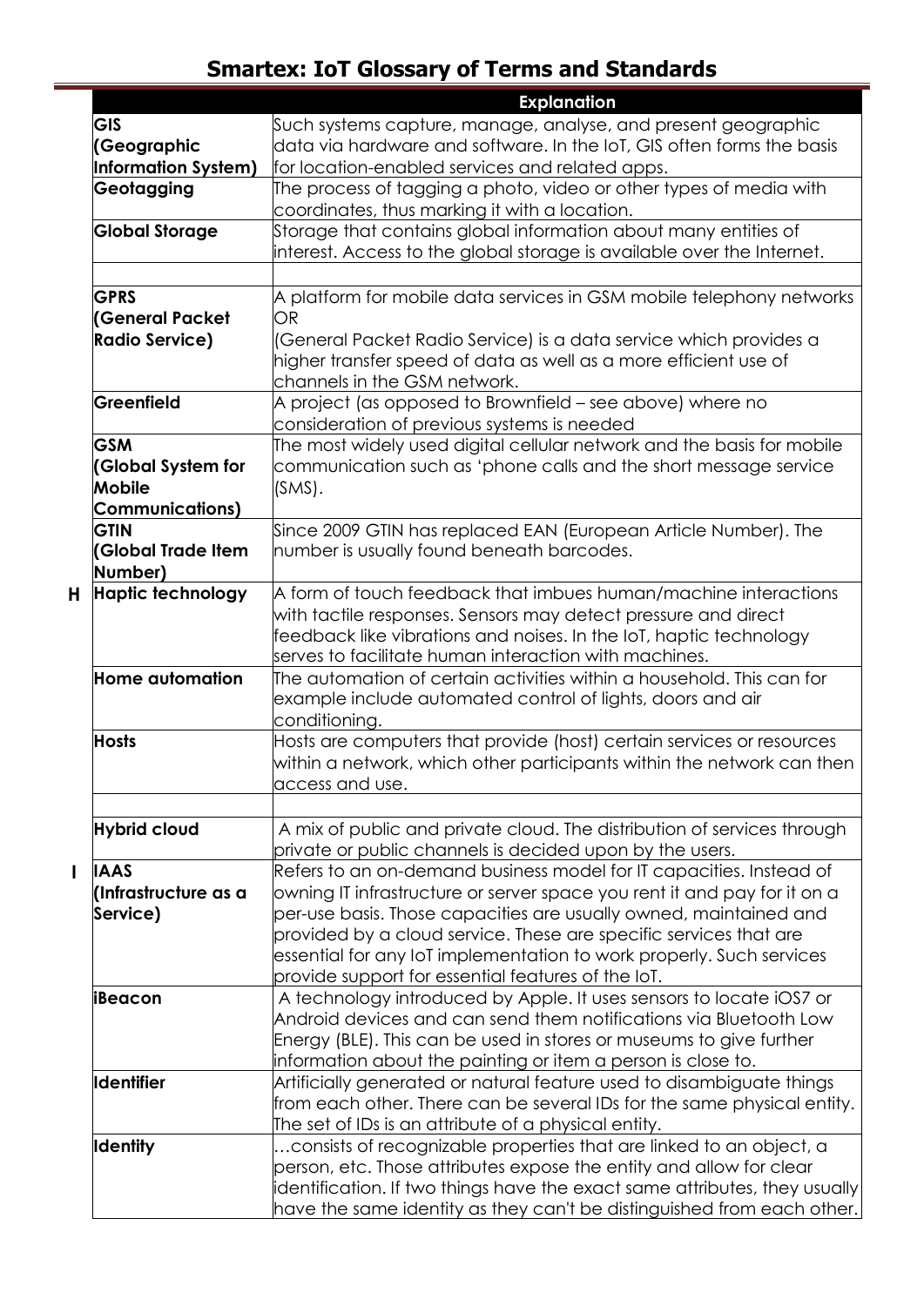# Smartex: IoT Glossary of Terms and Standards

| | | Explanation |
|---|---|---|
| | **GIS (Geographic Information System)** | Such systems capture, manage, analyse, and present geographic data via hardware and software. In the IoT, GIS often forms the basis for location-enabled services and related apps. |
| | **Geotagging** | The process of tagging a photo, video or other types of media with coordinates, thus marking it with a location. |
| | **Global Storage** | Storage that contains global information about many entities of interest. Access to the global storage is available over the Internet. |
| | | |
| | **GPRS (General Packet Radio Service)** | A platform for mobile data services in GSM mobile telephony networks OR (General Packet Radio Service) is a data service which provides a higher transfer speed of data as well as a more efficient use of channels in the GSM network. |
| | **Greenfield** | A project (as opposed to Brownfield – see above) where no consideration of previous systems is needed |
| | **GSM (Global System for Mobile Communications)** | The most widely used digital cellular network and the basis for mobile communication such as 'phone calls and the short message service (SMS). |
| | **GTIN (Global Trade Item Number)** | Since 2009 GTIN has replaced EAN (European Article Number). The number is usually found beneath barcodes. |
| **H** | **Haptic technology** | A form of touch feedback that imbues human/machine interactions with tactile responses. Sensors may detect pressure and direct feedback like vibrations and noises. In the IoT, haptic technology serves to facilitate human interaction with machines. |
| | **Home automation** | The automation of certain activities within a household. This can for example include automated control of lights, doors and air conditioning. |
| | **Hosts** | Hosts are computers that provide (host) certain services or resources within a network, which other participants within the network can then access and use. |
| | | |
| | **Hybrid cloud** | A mix of public and private cloud. The distribution of services through private or public channels is decided upon by the users. |
| **I** | **IAAS (Infrastructure as a Service)** | Refers to an on-demand business model for IT capacities. Instead of owning IT infrastructure or server space you rent it and pay for it on a per-use basis. Those capacities are usually owned, maintained and provided by a cloud service. These are specific services that are essential for any IoT implementation to work properly. Such services provide support for essential features of the IoT. |
| | **iBeacon** | A technology introduced by Apple. It uses sensors to locate iOS7 or Android devices and can send them notifications via Bluetooth Low Energy (BLE). This can be used in stores or museums to give further information about the painting or item a person is close to. |
| | **Identifier** | Artificially generated or natural feature used to disambiguate things from each other. There can be several IDs for the same physical entity. The set of IDs is an attribute of a physical entity. |
| | **Identity** | …consists of recognizable properties that are linked to an object, a person, etc. Those attributes expose the entity and allow for clear identification. If two things have the exact same attributes, they usually have the same identity as they can't be distinguished from each other. |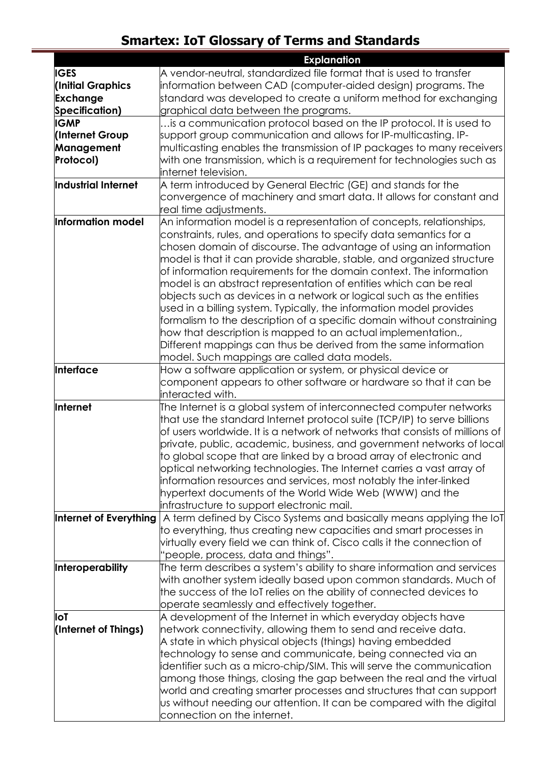# Smartex: IoT Glossary of Terms and Standards

| | Explanation |
|---|---|
| **IGES (Initial Graphics Exchange Specification)** | A vendor-neutral, standardized file format that is used to transfer information between CAD (computer-aided design) programs. The standard was developed to create a uniform method for exchanging graphical data between the programs. |
| **IGMP (Internet Group Management Protocol)** | …is a communication protocol based on the IP protocol. It is used to support group communication and allows for IP-multicasting. IP-multicasting enables the transmission of IP packages to many receivers with one transmission, which is a requirement for technologies such as internet television. |
| **Industrial Internet** | A term introduced by General Electric (GE) and stands for the convergence of machinery and smart data. It allows for constant and real time adjustments. |
| **Information model** | An information model is a representation of concepts, relationships, constraints, rules, and operations to specify data semantics for a chosen domain of discourse. The advantage of using an information model is that it can provide sharable, stable, and organized structure of information requirements for the domain context. The information model is an abstract representation of entities which can be real objects such as devices in a network or logical such as the entities used in a billing system. Typically, the information model provides formalism to the description of a specific domain without constraining how that description is mapped to an actual implementation., Different mappings can thus be derived from the same information model. Such mappings are called data models. |
| **Interface** | How a software application or system, or physical device or component appears to other software or hardware so that it can be interacted with. |
| **Internet** | The Internet is a global system of interconnected computer networks that use the standard Internet protocol suite (TCP/IP) to serve billions of users worldwide. It is a network of networks that consists of millions of private, public, academic, business, and government networks of local to global scope that are linked by a broad array of electronic and optical networking technologies. The Internet carries a vast array of information resources and services, most notably the inter-linked hypertext documents of the World Wide Web (WWW) and the infrastructure to support electronic mail. |
| **Internet of Everything** | A term defined by Cisco Systems and basically means applying the IoT to everything, thus creating new capacities and smart processes in virtually every field we can think of. Cisco calls it the connection of "people, process, data and things". |
| **Interoperability** | The term describes a system's ability to share information and services with another system ideally based upon common standards. Much of the success of the IoT relies on the ability of connected devices to operate seamlessly and effectively together. |
| **IoT (Internet of Things)** | A development of the Internet in which everyday objects have network connectivity, allowing them to send and receive data. A state in which physical objects (things) having embedded technology to sense and communicate, being connected via an identifier such as a micro-chip/SIM. This will serve the communication among those things, closing the gap between the real and the virtual world and creating smarter processes and structures that can support us without needing our attention. It can be compared with the digital connection on the internet. |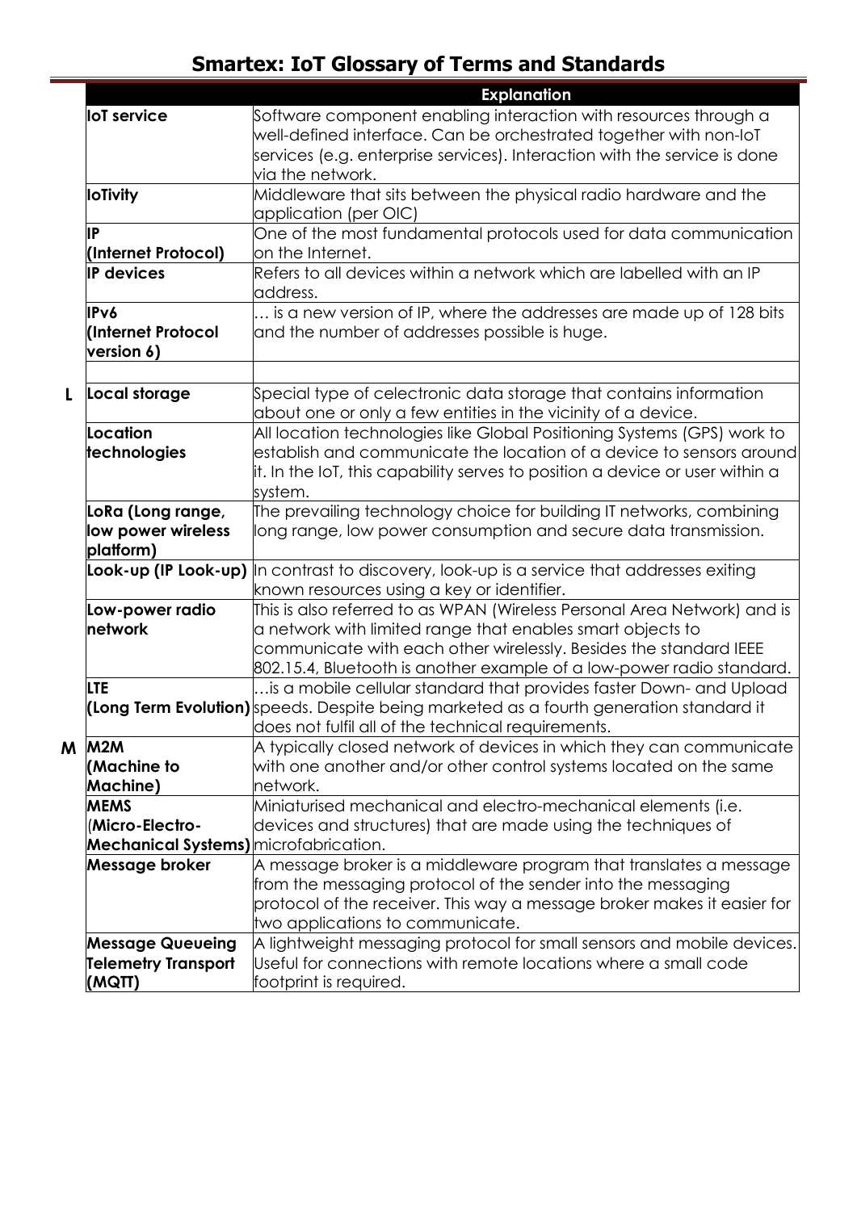# Smartex: IoT Glossary of Terms and Standards

| | | Explanation |
|---|---|---|
| | **IoT service** | Software component enabling interaction with resources through a well-defined interface. Can be orchestrated together with non-IoT services (e.g. enterprise services). Interaction with the service is done via the network. |
| | **IoTivity** | Middleware that sits between the physical radio hardware and the application (per OIC) |
| | **IP (Internet Protocol)** | One of the most fundamental protocols used for data communication on the Internet. |
| | **IP devices** | Refers to all devices within a network which are labelled with an IP address. |
| | **IPv6 (Internet Protocol version 6)** | … is a new version of IP, where the addresses are made up of 128 bits and the number of addresses possible is huge. |
| | | |
| **L** | **Local storage** | Special type of celectronic data storage that contains information about one or only a few entities in the vicinity of a device. |
| | **Location technologies** | All location technologies like Global Positioning Systems (GPS) work to establish and communicate the location of a device to sensors around it. In the IoT, this capability serves to position a device or user within a system. |
| | **LoRa (Long range, low power wireless platform)** | The prevailing technology choice for building IT networks, combining long range, low power consumption and secure data transmission. |
| | **Look-up (IP Look-up)** | In contrast to discovery, look-up is a service that addresses exiting known resources using a key or identifier. |
| | **Low-power radio network** | This is also referred to as WPAN (Wireless Personal Area Network) and is a network with limited range that enables smart objects to communicate with each other wirelessly. Besides the standard IEEE 802.15.4, Bluetooth is another example of a low-power radio standard. |
| | **LTE (Long Term Evolution)** | …is a mobile cellular standard that provides faster Down- and Upload speeds. Despite being marketed as a fourth generation standard it does not fulfil all of the technical requirements. |
| **M** | **M2M (Machine to Machine)** | A typically closed network of devices in which they can communicate with one another and/or other control systems located on the same network. |
| | **MEMS (Micro-Electro-Mechanical Systems)** | Miniaturised mechanical and electro-mechanical elements (i.e. devices and structures) that are made using the techniques of microfabrication. |
| | **Message broker** | A message broker is a middleware program that translates a message from the messaging protocol of the sender into the messaging protocol of the receiver. This way a message broker makes it easier for two applications to communicate. |
| | **Message Queueing Telemetry Transport (MQTT)** | A lightweight messaging protocol for small sensors and mobile devices. Useful for connections with remote locations where a small code footprint is required. |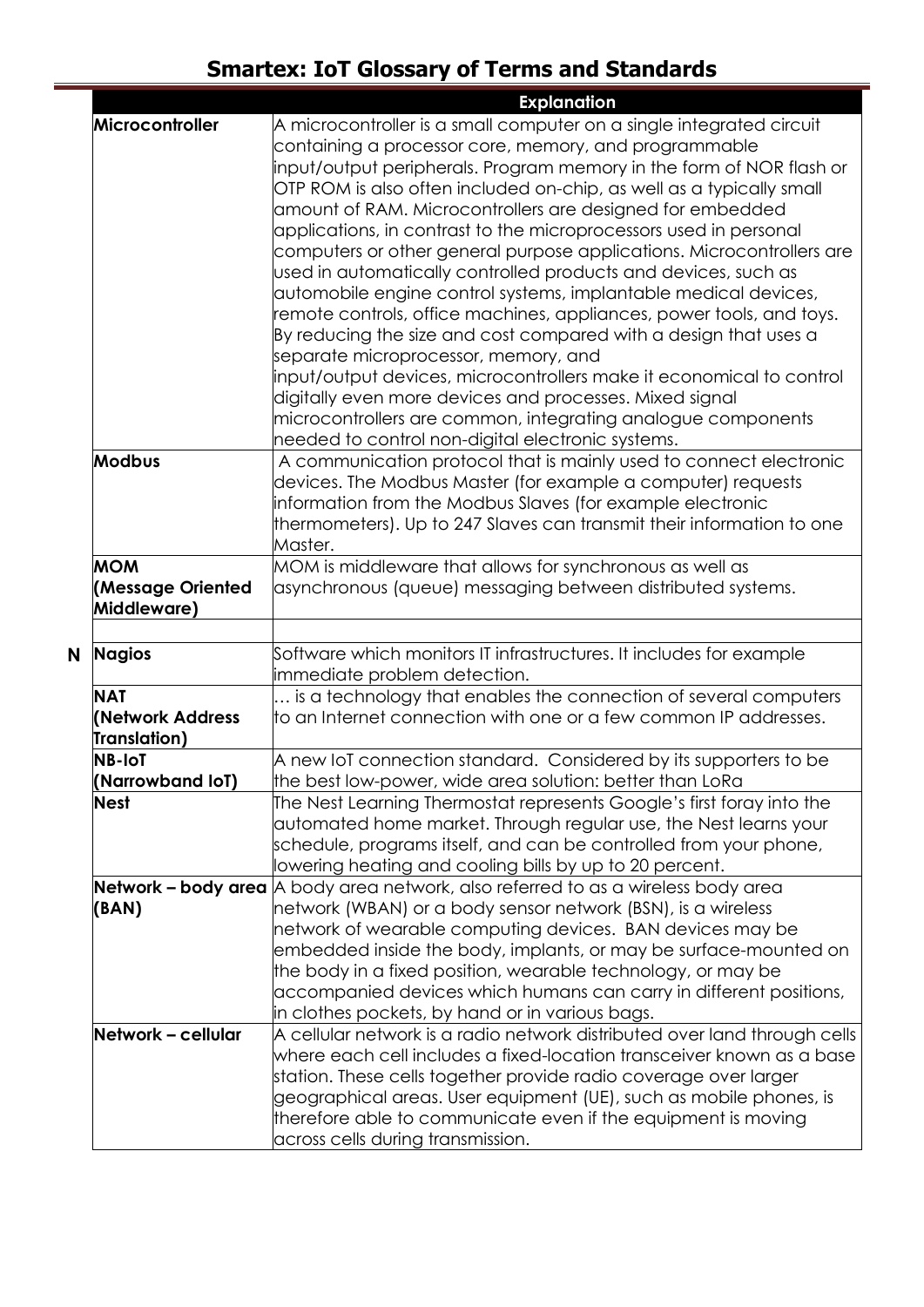# Smartex: IoT Glossary of Terms and Standards

| | | Explanation |
|---|---|---|
| | **Microcontroller** | A microcontroller is a small computer on a single integrated circuit containing a processor core, memory, and programmable input/output peripherals. Program memory in the form of NOR flash or OTP ROM is also often included on-chip, as well as a typically small amount of RAM. Microcontrollers are designed for embedded applications, in contrast to the microprocessors used in personal computers or other general purpose applications. Microcontrollers are used in automatically controlled products and devices, such as automobile engine control systems, implantable medical devices, remote controls, office machines, appliances, power tools, and toys. By reducing the size and cost compared with a design that uses a separate microprocessor, memory, and input/output devices, microcontrollers make it economical to control digitally even more devices and processes. Mixed signal microcontrollers are common, integrating analogue components needed to control non-digital electronic systems. |
| | **Modbus** | A communication protocol that is mainly used to connect electronic devices. The Modbus Master (for example a computer) requests information from the Modbus Slaves (for example electronic thermometers). Up to 247 Slaves can transmit their information to one Master. |
| | **MOM (Message Oriented Middleware)** | MOM is middleware that allows for synchronous as well as asynchronous (queue) messaging between distributed systems. |
| | | |
| **N** | **Nagios** | Software which monitors IT infrastructures. It includes for example immediate problem detection. |
| | **NAT (Network Address Translation)** | … is a technology that enables the connection of several computers to an Internet connection with one or a few common IP addresses. |
| | **NB-IoT (Narrowband IoT)** | A new IoT connection standard. Considered by its supporters to be the best low-power, wide area solution: better than LoRa |
| | **Nest** | The Nest Learning Thermostat represents Google's first foray into the automated home market. Through regular use, the Nest learns your schedule, programs itself, and can be controlled from your phone, lowering heating and cooling bills by up to 20 percent. |
| | **Network – body area (BAN)** | A body area network, also referred to as a wireless body area network (WBAN) or a body sensor network (BSN), is a wireless network of wearable computing devices. BAN devices may be embedded inside the body, implants, or may be surface-mounted on the body in a fixed position, wearable technology, or may be accompanied devices which humans can carry in different positions, in clothes pockets, by hand or in various bags. |
| | **Network – cellular** | A cellular network is a radio network distributed over land through cells where each cell includes a fixed-location transceiver known as a base station. These cells together provide radio coverage over larger geographical areas. User equipment (UE), such as mobile phones, is therefore able to communicate even if the equipment is moving across cells during transmission. |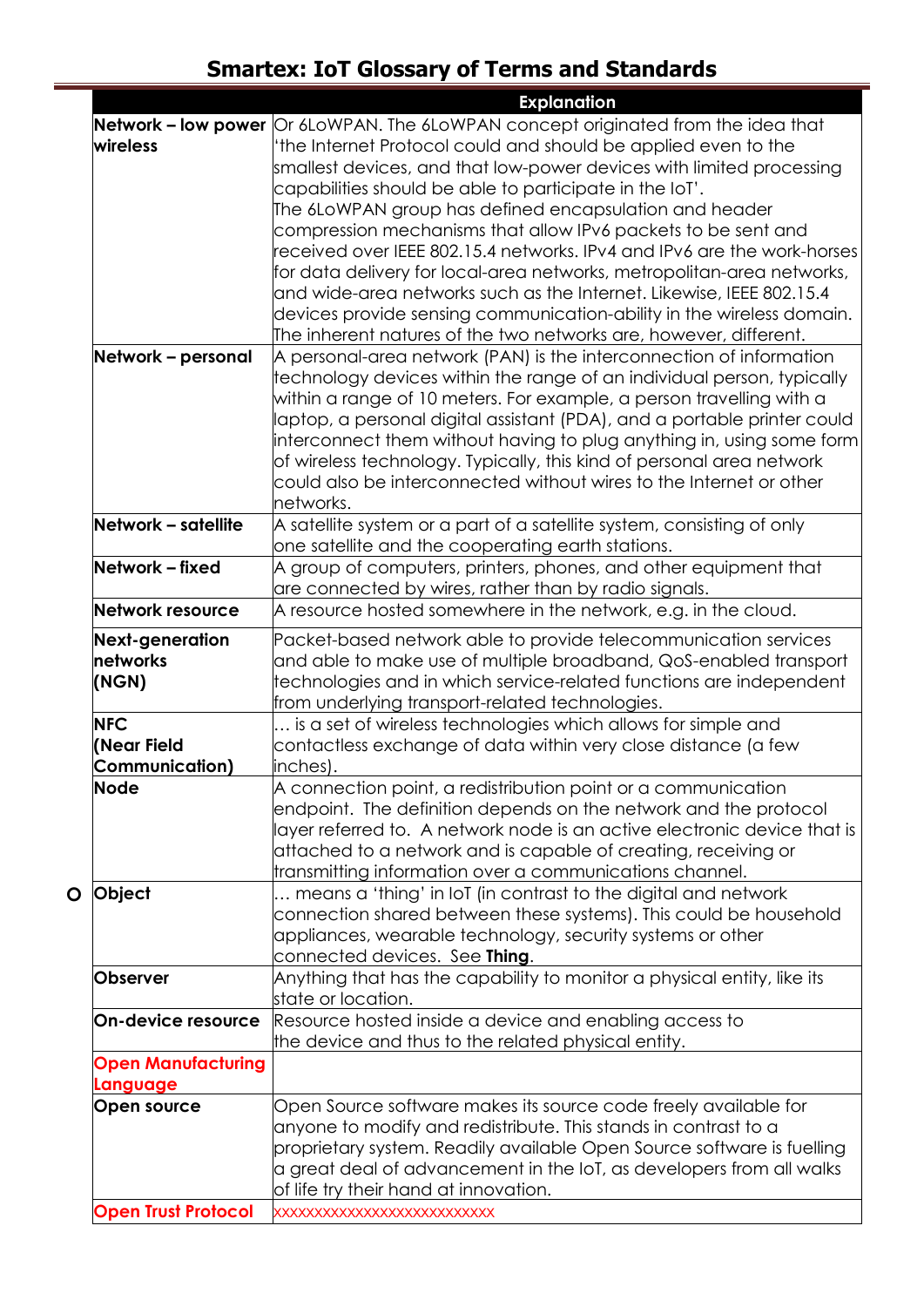# Smartex: IoT Glossary of Terms and Standards

| | | Explanation |
|---|---|---|
| | **Network – low power wireless** | Or 6LoWPAN. The 6LoWPAN concept originated from the idea that 'the Internet Protocol could and should be applied even to the smallest devices, and that low-power devices with limited processing capabilities should be able to participate in the IoT'. The 6LoWPAN group has defined encapsulation and header compression mechanisms that allow IPv6 packets to be sent and received over IEEE 802.15.4 networks. IPv4 and IPv6 are the work-horses for data delivery for local-area networks, metropolitan-area networks, and wide-area networks such as the Internet. Likewise, IEEE 802.15.4 devices provide sensing communication-ability in the wireless domain. The inherent natures of the two networks are, however, different. |
| | **Network – personal** | A personal-area network (PAN) is the interconnection of information technology devices within the range of an individual person, typically within a range of 10 meters. For example, a person travelling with a laptop, a personal digital assistant (PDA), and a portable printer could interconnect them without having to plug anything in, using some form of wireless technology. Typically, this kind of personal area network could also be interconnected without wires to the Internet or other networks. |
| | **Network – satellite** | A satellite system or a part of a satellite system, consisting of only one satellite and the cooperating earth stations. |
| | **Network – fixed** | A group of computers, printers, phones, and other equipment that are connected by wires, rather than by radio signals. |
| | **Network resource** | A resource hosted somewhere in the network, e.g. in the cloud. |
| | **Next-generation networks (NGN)** | Packet-based network able to provide telecommunication services and able to make use of multiple broadband, QoS-enabled transport technologies and in which service-related functions are independent from underlying transport-related technologies. |
| | **NFC (Near Field Communication)** | … is a set of wireless technologies which allows for simple and contactless exchange of data within very close distance (a few inches). |
| | **Node** | A connection point, a redistribution point or a communication endpoint. The definition depends on the network and the protocol layer referred to. A network node is an active electronic device that is attached to a network and is capable of creating, receiving or transmitting information over a communications channel. |
| **O** | **Object** | … means a 'thing' in IoT (in contrast to the digital and network connection shared between these systems). This could be household appliances, wearable technology, security systems or other connected devices. See **Thing**. |
| | **Observer** | Anything that has the capability to monitor a physical entity, like its state or location. |
| | **On-device resource** | Resource hosted inside a device and enabling access to the device and thus to the related physical entity. |
| | **Open Manufacturing Language** | |
| | **Open source** | Open Source software makes its source code freely available for anyone to modify and redistribute. This stands in contrast to a proprietary system. Readily available Open Source software is fuelling a great deal of advancement in the IoT, as developers from all walks of life try their hand at innovation. |
| | **Open Trust Protocol** | xxxxxxxxxxxxxxxxxxxxxxxxxxx |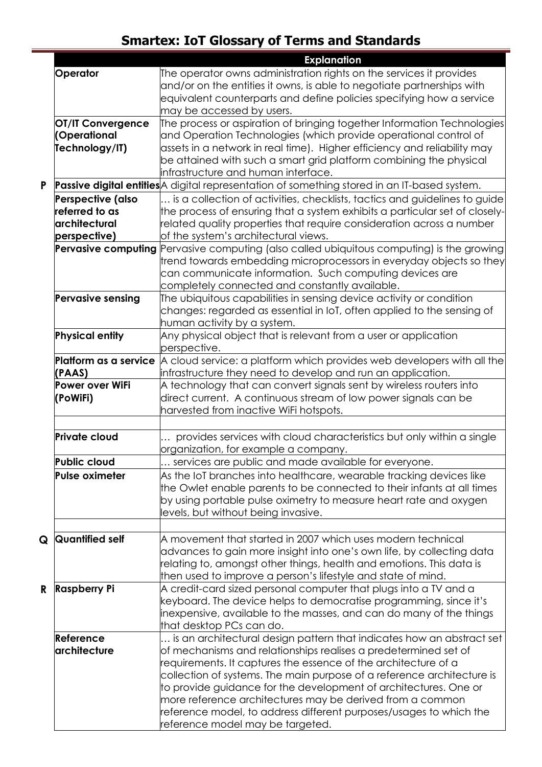# Smartex: IoT Glossary of Terms and Standards

| | | Explanation |
|---|---|---|
| | **Operator** | The operator owns administration rights on the services it provides and/or on the entities it owns, is able to negotiate partnerships with equivalent counterparts and define policies specifying how a service may be accessed by users. |
| | **OT/IT Convergence (Operational Technology/IT)** | The process or aspiration of bringing together Information Technologies and Operation Technologies (which provide operational control of assets in a network in real time). Higher efficiency and reliability may be attained with such a smart grid platform combining the physical infrastructure and human interface. |
| **P** | **Passive digital entities** | A digital representation of something stored in an IT-based system. |
| | **Perspective (also referred to as architectural perspective)** | … is a collection of activities, checklists, tactics and guidelines to guide the process of ensuring that a system exhibits a particular set of closely-related quality properties that require consideration across a number of the system's architectural views. |
| | **Pervasive computing** | Pervasive computing (also called ubiquitous computing) is the growing trend towards embedding microprocessors in everyday objects so they can communicate information. Such computing devices are completely connected and constantly available. |
| | **Pervasive sensing** | The ubiquitous capabilities in sensing device activity or condition changes: regarded as essential in IoT, often applied to the sensing of human activity by a system. |
| | **Physical entity** | Any physical object that is relevant from a user or application perspective. |
| | **Platform as a service (PAAS)** | A cloud service: a platform which provides web developers with all the infrastructure they need to develop and run an application. |
| | **Power over WiFi (PoWiFi)** | A technology that can convert signals sent by wireless routers into direct current. A continuous stream of low power signals can be harvested from inactive WiFi hotspots. |
| | | |
| | **Private cloud** | … provides services with cloud characteristics but only within a single organization, for example a company. |
| | **Public cloud** | … services are public and made available for everyone. |
| | **Pulse oximeter** | As the IoT branches into healthcare, wearable tracking devices like the Owlet enable parents to be connected to their infants at all times by using portable pulse oximetry to measure heart rate and oxygen levels, but without being invasive. |
| | | |
| **Q** | **Quantified self** | A movement that started in 2007 which uses modern technical advances to gain more insight into one's own life, by collecting data relating to, amongst other things, health and emotions. This data is then used to improve a person's lifestyle and state of mind. |
| **R** | **Raspberry Pi** | A credit-card sized personal computer that plugs into a TV and a keyboard. The device helps to democratise programming, since it's inexpensive, available to the masses, and can do many of the things that desktop PCs can do. |
| | **Reference architecture** | … is an architectural design pattern that indicates how an abstract set of mechanisms and relationships realises a predetermined set of requirements. It captures the essence of the architecture of a collection of systems. The main purpose of a reference architecture is to provide guidance for the development of architectures. One or more reference architectures may be derived from a common reference model, to address different purposes/usages to which the reference model may be targeted. |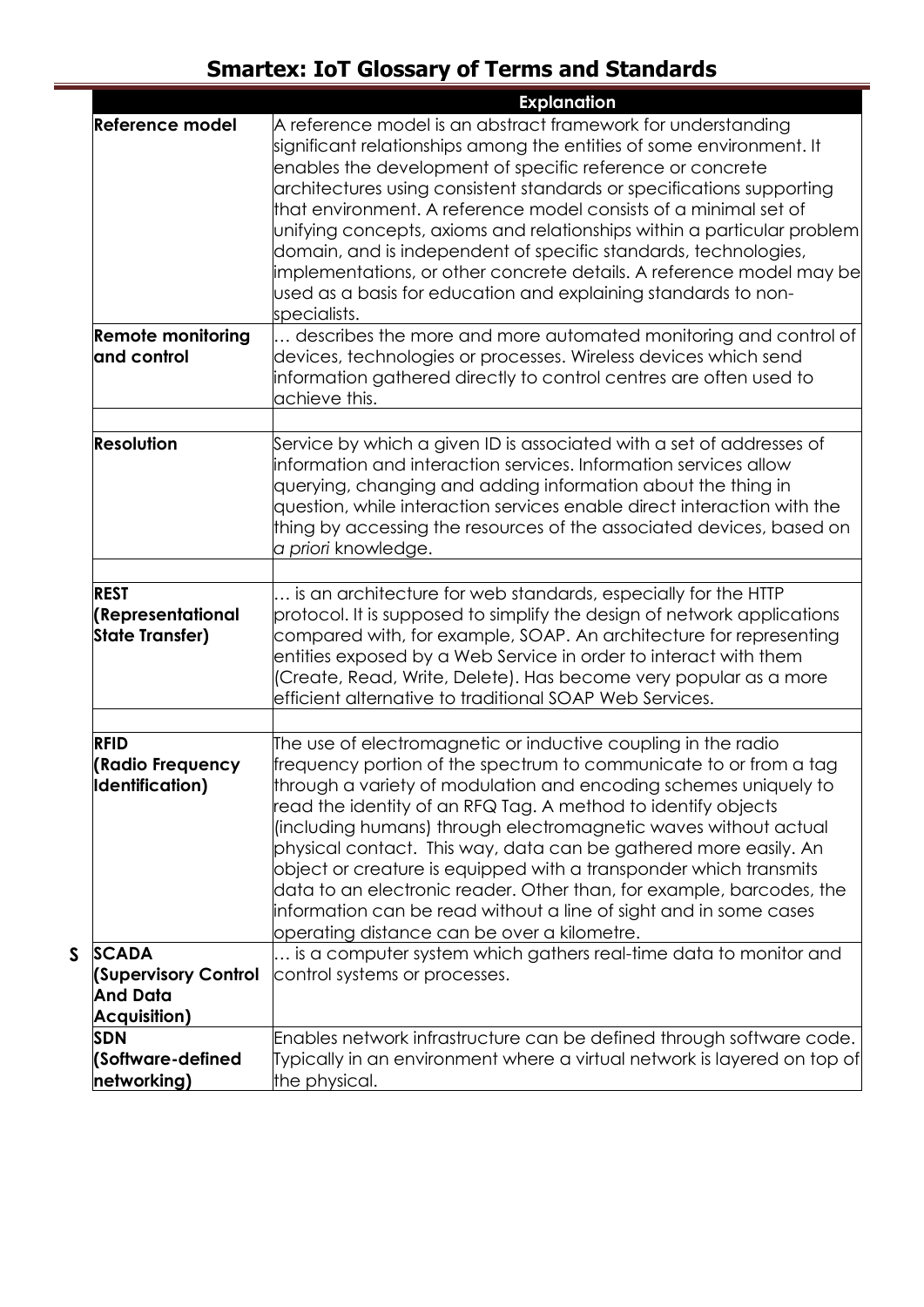# Smartex: IoT Glossary of Terms and Standards

| | | Explanation |
|---|---|---|
| | **Reference model** | A reference model is an abstract framework for understanding significant relationships among the entities of some environment. It enables the development of specific reference or concrete architectures using consistent standards or specifications supporting that environment. A reference model consists of a minimal set of unifying concepts, axioms and relationships within a particular problem domain, and is independent of specific standards, technologies, implementations, or other concrete details. A reference model may be used as a basis for education and explaining standards to non-specialists. |
| | **Remote monitoring and control** | … describes the more and more automated monitoring and control of devices, technologies or processes. Wireless devices which send information gathered directly to control centres are often used to achieve this. |
| | | |
| | **Resolution** | Service by which a given ID is associated with a set of addresses of information and interaction services. Information services allow querying, changing and adding information about the thing in question, while interaction services enable direct interaction with the thing by accessing the resources of the associated devices, based on *a priori* knowledge. |
| | | |
| | **REST (Representational State Transfer)** | … is an architecture for web standards, especially for the HTTP protocol. It is supposed to simplify the design of network applications compared with, for example, SOAP. An architecture for representing entities exposed by a Web Service in order to interact with them (Create, Read, Write, Delete). Has become very popular as a more efficient alternative to traditional SOAP Web Services. |
| | | |
| | **RFID (Radio Frequency Identification)** | The use of electromagnetic or inductive coupling in the radio frequency portion of the spectrum to communicate to or from a tag through a variety of modulation and encoding schemes uniquely to read the identity of an RFQ Tag. A method to identify objects (including humans) through electromagnetic waves without actual physical contact. This way, data can be gathered more easily. An object or creature is equipped with a transponder which transmits data to an electronic reader. Other than, for example, barcodes, the information can be read without a line of sight and in some cases operating distance can be over a kilometre. |
| **S** | **SCADA (Supervisory Control And Data Acquisition)** | … is a computer system which gathers real-time data to monitor and control systems or processes. |
| | **SDN (Software-defined networking)** | Enables network infrastructure can be defined through software code. Typically in an environment where a virtual network is layered on top of the physical. |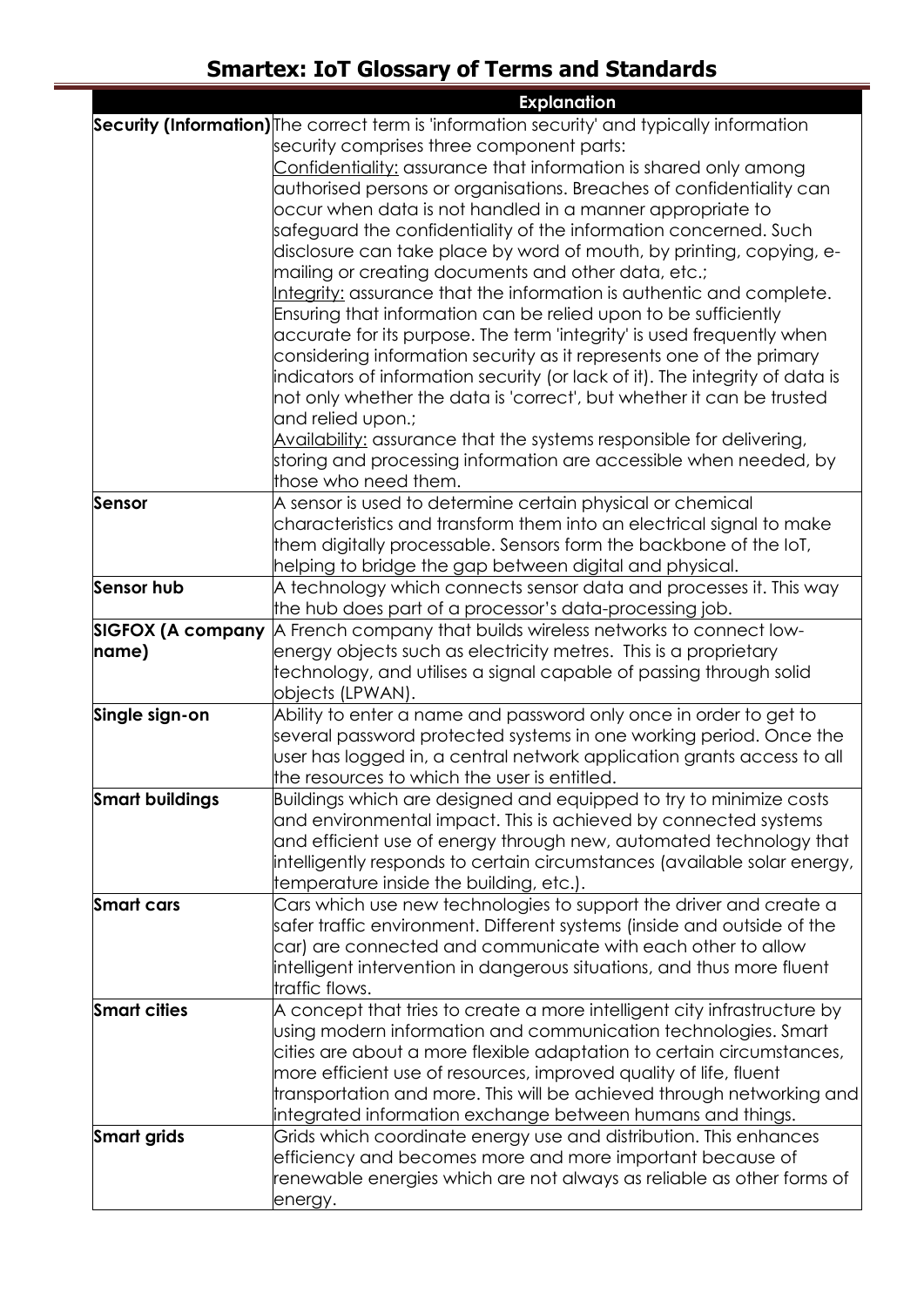# Smartex: IoT Glossary of Terms and Standards

| | Explanation |
|---|---|
| **Security (Information)** | The correct term is 'information security' and typically information security comprises three component parts:<br>Confidentiality: assurance that information is shared only among authorised persons or organisations. Breaches of confidentiality can occur when data is not handled in a manner appropriate to safeguard the confidentiality of the information concerned. Such disclosure can take place by word of mouth, by printing, copying, e-mailing or creating documents and other data, etc.;<br>Integrity: assurance that the information is authentic and complete. Ensuring that information can be relied upon to be sufficiently accurate for its purpose. The term 'integrity' is used frequently when considering information security as it represents one of the primary indicators of information security (or lack of it). The integrity of data is not only whether the data is 'correct', but whether it can be trusted and relied upon.;<br>Availability: assurance that the systems responsible for delivering, storing and processing information are accessible when needed, by those who need them. |
| **Sensor** | A sensor is used to determine certain physical or chemical characteristics and transform them into an electrical signal to make them digitally processable. Sensors form the backbone of the IoT, helping to bridge the gap between digital and physical. |
| **Sensor hub** | A technology which connects sensor data and processes it. This way the hub does part of a processor's data-processing job. |
| **SIGFOX (A company name)** | A French company that builds wireless networks to connect low-energy objects such as electricity metres. This is a proprietary technology, and utilises a signal capable of passing through solid objects (LPWAN). |
| **Single sign-on** | Ability to enter a name and password only once in order to get to several password protected systems in one working period. Once the user has logged in, a central network application grants access to all the resources to which the user is entitled. |
| **Smart buildings** | Buildings which are designed and equipped to try to minimize costs and environmental impact. This is achieved by connected systems and efficient use of energy through new, automated technology that intelligently responds to certain circumstances (available solar energy, temperature inside the building, etc.). |
| **Smart cars** | Cars which use new technologies to support the driver and create a safer traffic environment. Different systems (inside and outside of the car) are connected and communicate with each other to allow intelligent intervention in dangerous situations, and thus more fluent traffic flows. |
| **Smart cities** | A concept that tries to create a more intelligent city infrastructure by using modern information and communication technologies. Smart cities are about a more flexible adaptation to certain circumstances, more efficient use of resources, improved quality of life, fluent transportation and more. This will be achieved through networking and integrated information exchange between humans and things. |
| **Smart grids** | Grids which coordinate energy use and distribution. This enhances efficiency and becomes more and more important because of renewable energies which are not always as reliable as other forms of energy. |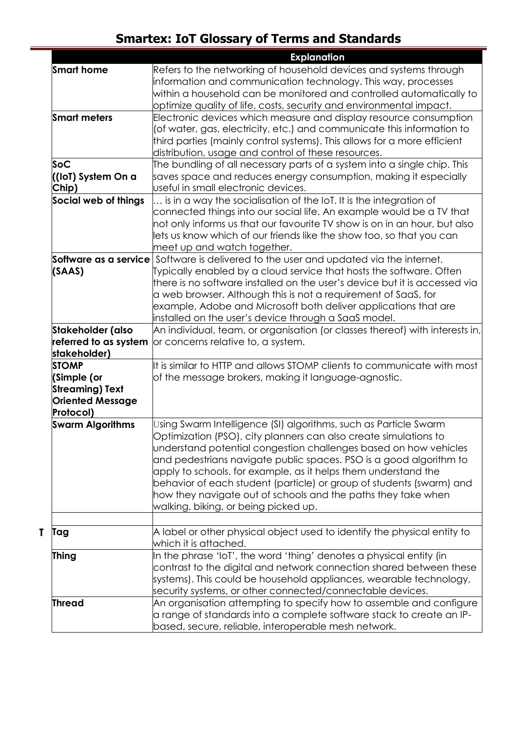# Smartex: IoT Glossary of Terms and Standards

| | | Explanation |
|---|---|---|
| | **Smart home** | Refers to the networking of household devices and systems through information and communication technology. This way, processes within a household can be monitored and controlled automatically to optimize quality of life, costs, security and environmental impact. |
| | **Smart meters** | Electronic devices which measure and display resource consumption (of water, gas, electricity, etc.) and communicate this information to third parties (mainly control systems). This allows for a more efficient distribution, usage and control of these resources. |
| | **SoC ((IoT) System On a Chip)** | The bundling of all necessary parts of a system into a single chip. This saves space and reduces energy consumption, making it especially useful in small electronic devices. |
| | **Social web of things** | … is in a way the socialisation of the IoT. It is the integration of connected things into our social life. An example would be a TV that not only informs us that our favourite TV show is on in an hour, but also lets us know which of our friends like the show too, so that you can meet up and watch together. |
| | **Software as a service (SAAS)** | Software is delivered to the user and updated via the internet. Typically enabled by a cloud service that hosts the software. Often there is no software installed on the user's device but it is accessed via a web browser. Although this is not a requirement of SaaS, for example, Adobe and Microsoft both deliver applications that are installed on the user's device through a SaaS model. |
| | **Stakeholder (also referred to as system stakeholder)** | An individual, team, or organisation (or classes thereof) with interests in, or concerns relative to, a system. |
| | **STOMP (Simple (or Streaming) Text Oriented Message Protocol)** | It is similar to HTTP and allows STOMP clients to communicate with most of the message brokers, making it language-agnostic. |
| | **Swarm Algorithms** | Using Swarm Intelligence (SI) algorithms, such as Particle Swarm Optimization (PSO), city planners can also create simulations to understand potential congestion challenges based on how vehicles and pedestrians navigate public spaces. PSO is a good algorithm to apply to schools, for example, as it helps them understand the behavior of each student (particle) or group of students (swarm) and how they navigate out of schools and the paths they take when walking, biking, or being picked up. |
| | | |
| **T** | **Tag** | A label or other physical object used to identify the physical entity to which it is attached. |
| | **Thing** | In the phrase 'IoT', the word 'thing' denotes a physical entity (in contrast to the digital and network connection shared between these systems). This could be household appliances, wearable technology, security systems, or other connected/connectable devices. |
| | **Thread** | An organisation attempting to specify how to assemble and configure a range of standards into a complete software stack to create an IP-based, secure, reliable, interoperable mesh network. |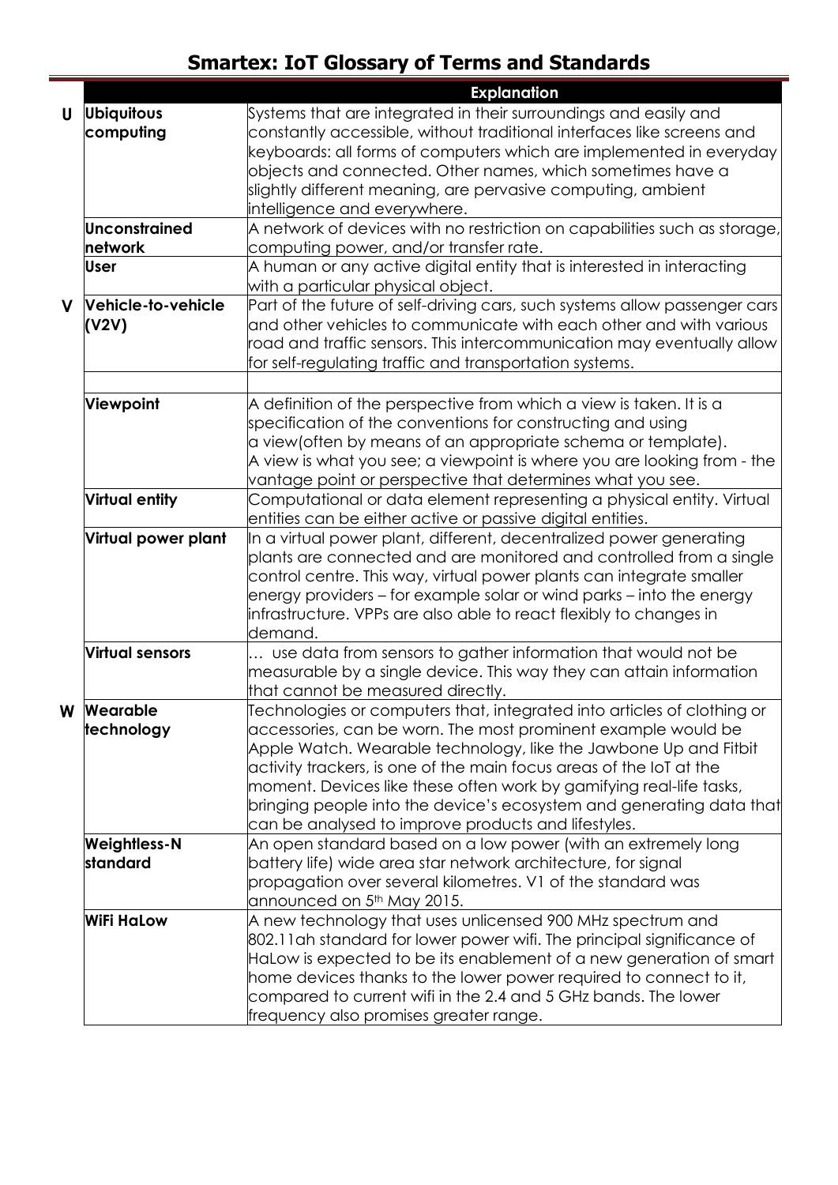## Smartex: IoT Glossary of Terms and Standards

| | | Explanation |
|---|---|---|
| U | **Ubiquitous computing** | Systems that are integrated in their surroundings and easily and constantly accessible, without traditional interfaces like screens and keyboards: all forms of computers which are implemented in everyday objects and connected. Other names, which sometimes have a slightly different meaning, are pervasive computing, ambient intelligence and everywhere. |
| | **Unconstrained network** | A network of devices with no restriction on capabilities such as storage, computing power, and/or transfer rate. |
| | **User** | A human or any active digital entity that is interested in interacting with a particular physical object. |
| V | **Vehicle-to-vehicle (V2V)** | Part of the future of self-driving cars, such systems allow passenger cars and other vehicles to communicate with each other and with various road and traffic sensors. This intercommunication may eventually allow for self-regulating traffic and transportation systems. |
| | | |
| | **Viewpoint** | A definition of the perspective from which a view is taken. It is a specification of the conventions for constructing and using a view(often by means of an appropriate schema or template). A view is what you see; a viewpoint is where you are looking from - the vantage point or perspective that determines what you see. |
| | **Virtual entity** | Computational or data element representing a physical entity. Virtual entities can be either active or passive digital entities. |
| | **Virtual power plant** | In a virtual power plant, different, decentralized power generating plants are connected and are monitored and controlled from a single control centre. This way, virtual power plants can integrate smaller energy providers – for example solar or wind parks – into the energy infrastructure. VPPs are also able to react flexibly to changes in demand. |
| | **Virtual sensors** | … use data from sensors to gather information that would not be measurable by a single device. This way they can attain information that cannot be measured directly. |
| W | **Wearable technology** | Technologies or computers that, integrated into articles of clothing or accessories, can be worn. The most prominent example would be Apple Watch. Wearable technology, like the Jawbone Up and Fitbit activity trackers, is one of the main focus areas of the IoT at the moment. Devices like these often work by gamifying real-life tasks, bringing people into the device's ecosystem and generating data that can be analysed to improve products and lifestyles. |
| | **Weightless-N standard** | An open standard based on a low power (with an extremely long battery life) wide area star network architecture, for signal propagation over several kilometres. V1 of the standard was announced on 5th May 2015. |
| | **WiFi HaLow** | A new technology that uses unlicensed 900 MHz spectrum and 802.11ah standard for lower power wifi. The principal significance of HaLow is expected to be its enablement of a new generation of smart home devices thanks to the lower power required to connect to it, compared to current wifi in the 2.4 and 5 GHz bands. The lower frequency also promises greater range. |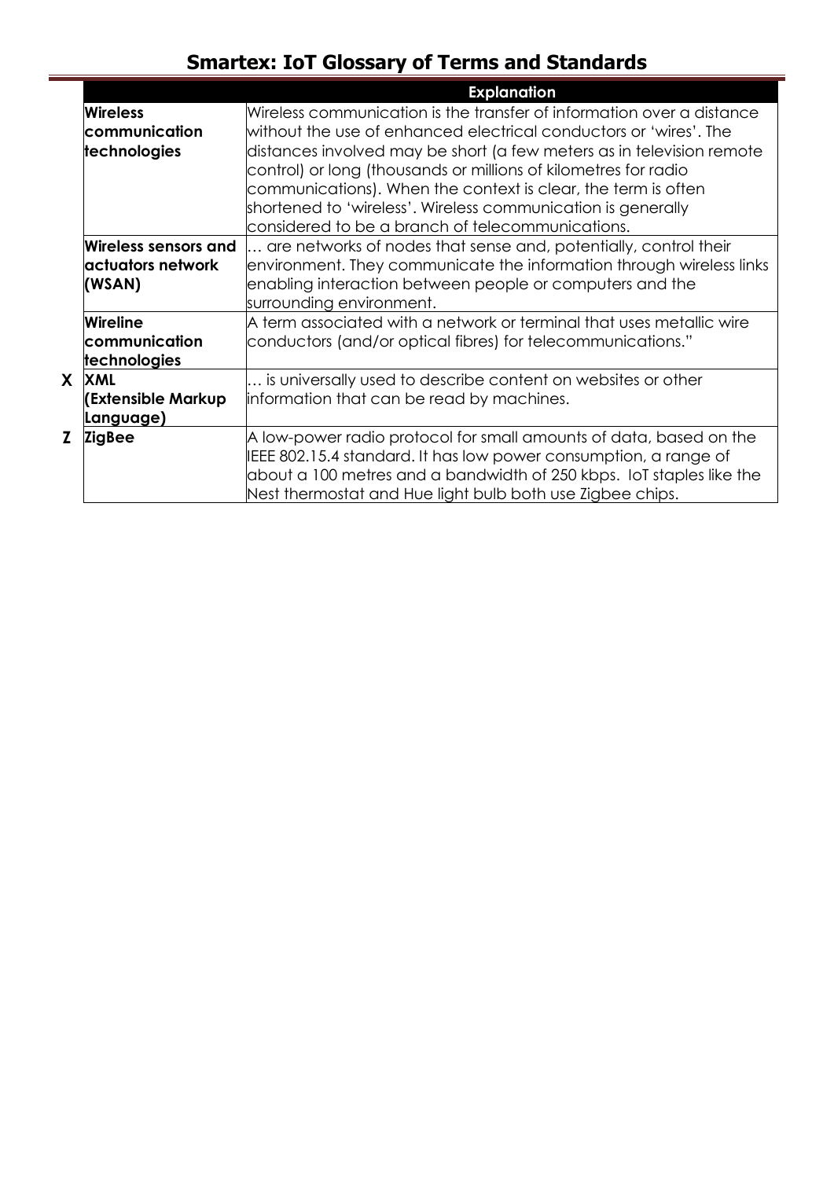# Smartex: IoT Glossary of Terms and Standards

| | | Explanation |
|---|---|---|
| | **Wireless communication technologies** | Wireless communication is the transfer of information over a distance without the use of enhanced electrical conductors or 'wires'. The distances involved may be short (a few meters as in television remote control) or long (thousands or millions of kilometres for radio communications). When the context is clear, the term is often shortened to 'wireless'. Wireless communication is generally considered to be a branch of telecommunications. |
| | **Wireless sensors and actuators network (WSAN)** | … are networks of nodes that sense and, potentially, control their environment. They communicate the information through wireless links enabling interaction between people or computers and the surrounding environment. |
| | **Wireline communication technologies** | A term associated with a network or terminal that uses metallic wire conductors (and/or optical fibres) for telecommunications." |
| **X** | **XML (Extensible Markup Language)** | … is universally used to describe content on websites or other information that can be read by machines. |
| **Z** | **ZigBee** | A low-power radio protocol for small amounts of data, based on the IEEE 802.15.4 standard. It has low power consumption, a range of about a 100 metres and a bandwidth of 250 kbps. IoT staples like the Nest thermostat and Hue light bulb both use Zigbee chips. |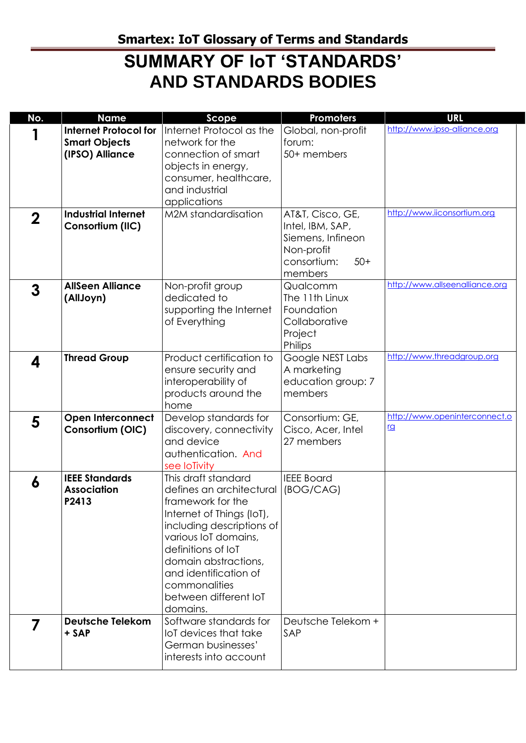# SUMMARY OF IoT 'STANDARDS' AND STANDARDS BODIES

| No. | Name | Scope | Promoters | URL |
|---|---|---|---|---|
| 1 | **Internet Protocol for Smart Objects (IPSO) Alliance** | Internet Protocol as the network for the connection of smart objects in energy, consumer, healthcare, and industrial applications | Global, non-profit forum: 50+ members | http://www.ipso-alliance.org |
| 2 | **Industrial Internet Consortium (IIC)** | M2M standardisation | AT&T, Cisco, GE, Intel, IBM, SAP, Siemens, Infineon Non-profit consortium: 50+ members | http://www.iiconsortium.org |
| 3 | **AllSeen Alliance (AllJoyn)** | Non-profit group dedicated to supporting the Internet of Everything | Qualcomm The 11th Linux Foundation Collaborative Project Philips | http://www.allseenalliance.org |
| 4 | **Thread Group** | Product certification to ensure security and interoperability of products around the home | Google NEST Labs A marketing education group: 7 members | http://www.threadgroup.org |
| 5 | **Open Interconnect Consortium (OIC)** | Develop standards for discovery, connectivity and device authentication. And see IoTivity | Consortium: GE, Cisco, Acer, Intel 27 members | http://www.openinterconnect.org |
| 6 | **IEEE Standards Association P2413** | This draft standard defines an architectural framework for the Internet of Things (IoT), including descriptions of various IoT domains, definitions of IoT domain abstractions, and identification of commonalities between different IoT domains. | IEEE Board (BOG/CAG) | |
| 7 | **Deutsche Telekom + SAP** | Software standards for IoT devices that take German businesses' interests into account | Deutsche Telekom + SAP | |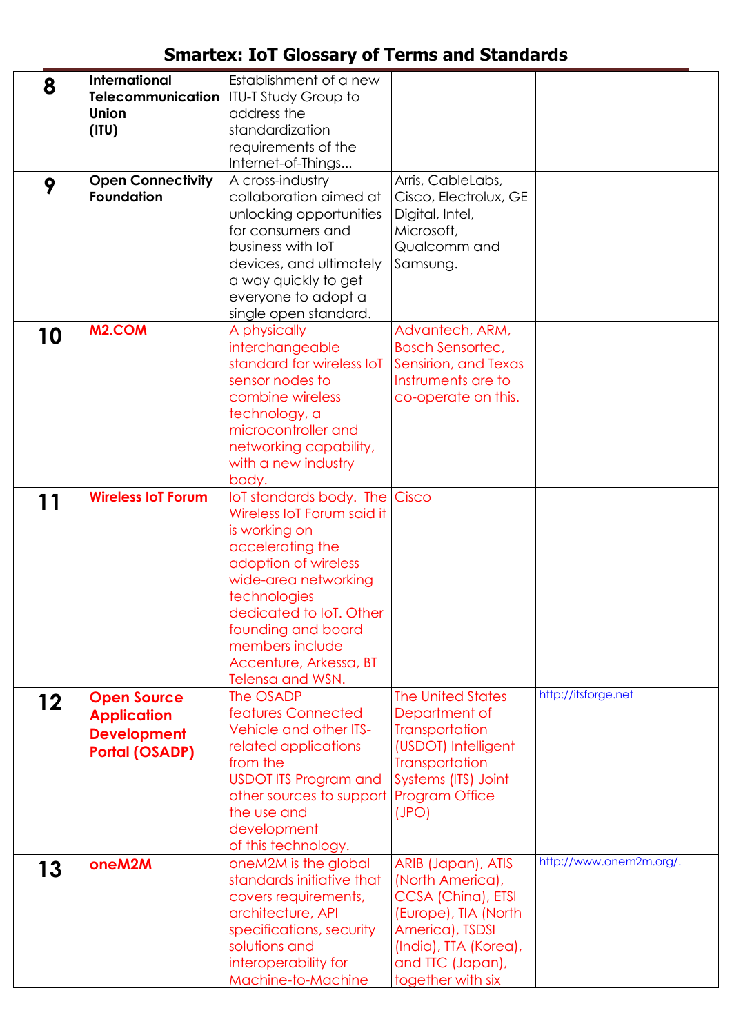# Smartex: IoT Glossary of Terms and Standards

| | | | | |
|---|---|---|---|---|
| 8 | **International Telecommunication Union (ITU)** | Establishment of a new ITU-T Study Group to address the standardization requirements of the Internet-of-Things... | | |
| 9 | **Open Connectivity Foundation** | A cross-industry collaboration aimed at unlocking opportunities for consumers and business with IoT devices, and ultimately a way quickly to get everyone to adopt a single open standard. | Arris, CableLabs, Cisco, Electrolux, GE Digital, Intel, Microsoft, Qualcomm and Samsung. | |
| 10 | **M2.COM** | A physically interchangeable standard for wireless IoT sensor nodes to combine wireless technology, a microcontroller and networking capability, with a new industry body. | Advantech, ARM, Bosch Sensortec, Sensirion, and Texas Instruments are to co-operate on this. | |
| 11 | **Wireless IoT Forum** | IoT standards body. The Wireless IoT Forum said it is working on accelerating the adoption of wireless wide-area networking technologies dedicated to IoT. Other founding and board members include Accenture, Arkessa, BT Telensa and WSN. | Cisco | |
| 12 | **Open Source Application Development Portal (OSADP)** | The OSADP features Connected Vehicle and other ITS-related applications from the USDOT ITS Program and other sources to support the use and development of this technology. | The United States Department of Transportation (USDOT) Intelligent Transportation Systems (ITS) Joint Program Office (JPO) | http://itsforge.net |
| 13 | **oneM2M** | oneM2M is the global standards initiative that covers requirements, architecture, API specifications, security solutions and interoperability for Machine-to-Machine | ARIB (Japan), ATIS (North America), CCSA (China), ETSI (Europe), TIA (North America), TSDSI (India), TTA (Korea), and TTC (Japan), together with six | http://www.onem2m.org/. |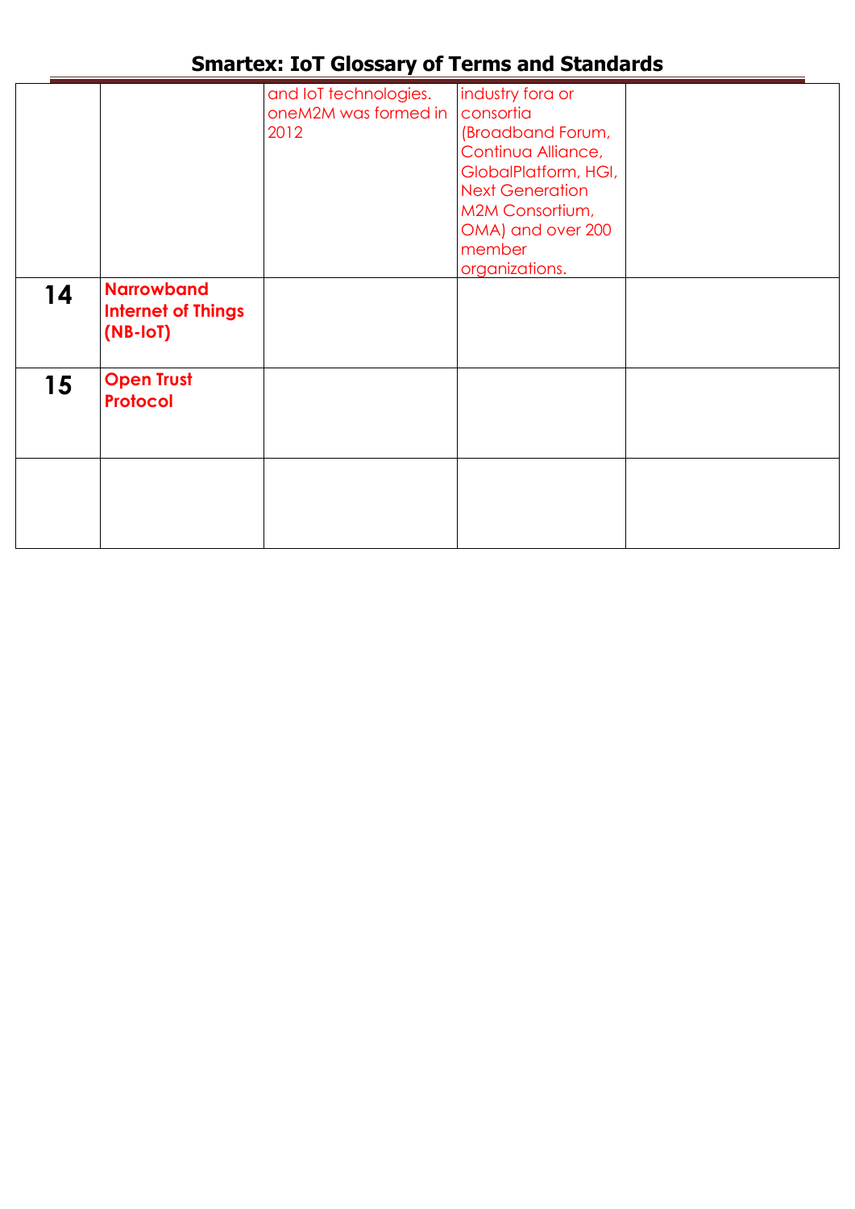| | | | | |
|---|---|---|---|---|
| | | and IoT technologies. oneM2M was formed in 2012 | industry fora or consortia (Broadband Forum, Continua Alliance, GlobalPlatform, HGI, Next Generation M2M Consortium, OMA) and over 200 member organizations. | |
| **14** | **Narrowband Internet of Things (NB-IoT)** | | | |
| **15** | **Open Trust Protocol** | | | |
| | | | | |